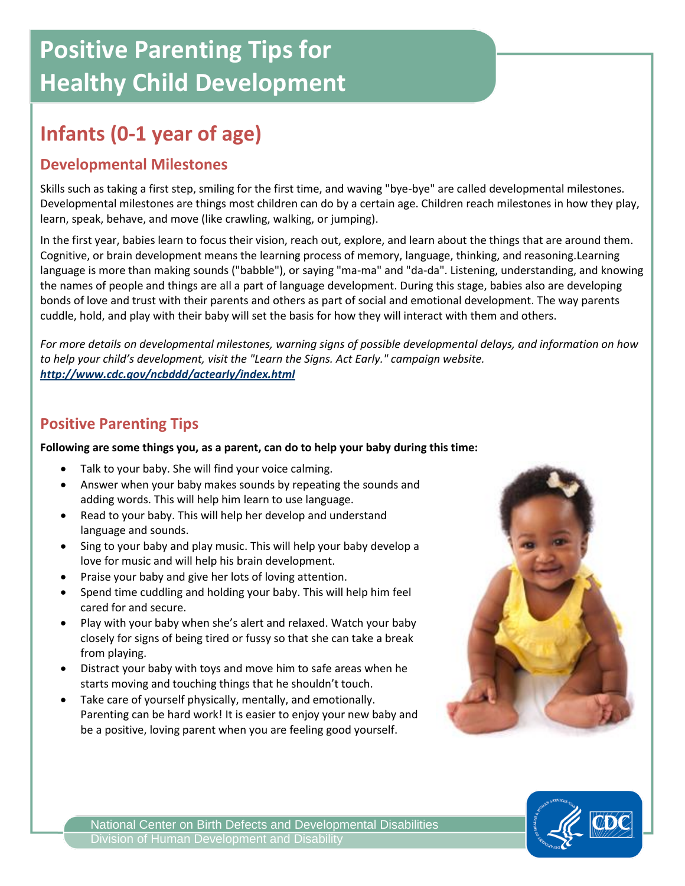# Positive Parenting Tips for Healthy Child Development

## Infants (0-1 year of age)

### Developmental Milestones

Skills such as taking a first step, smiling for the first time, and waving "bye-bye" are called developmental milestones. Developmental milestones are things most children can do by a certain age. Children reach milestones in how they play, learn, speak, behave, and move (like crawling, walking, or jumping).

In the first year, babies learn to focus their vision, reach out, explore, and learn about the things that are around them. Cognitive, or brain development means the learning process of memory, language, thinking, and reasoning.Learning language is more than making sounds ("babble"), or saying "ma-ma" and "da-da". Listening, understanding, and knowing the names of people and things are all a part of language development. During this stage, babies also are developing bonds of love and trust with their parents and others as part of social and emotional development. The way parents cuddle, hold, and play with their baby will set the basis for how they will interact with them and others.

*For more details on developmental milestones, warning signs of possible developmental delays, and information on how to help your child's development, visit the "Learn the Signs. Act Early." campaign website.* ***http://www.cdc.gov/ncbddd/actearly/index.html***

### Positive Parenting Tips

**Following are some things you, as a parent, can do to help your baby during this time:**

- Talk to your baby. She will find your voice calming.
- Answer when your baby makes sounds by repeating the sounds and adding words. This will help him learn to use language.
- Read to your baby. This will help her develop and understand language and sounds.
- Sing to your baby and play music. This will help your baby develop a love for music and will help his brain development.
- Praise your baby and give her lots of loving attention.
- Spend time cuddling and holding your baby. This will help him feel cared for and secure.
- Play with your baby when she's alert and relaxed. Watch your baby closely for signs of being tired or fussy so that she can take a break from playing.
- Distract your baby with toys and move him to safe areas when he starts moving and touching things that he shouldn't touch.
- Take care of yourself physically, mentally, and emotionally. Parenting can be hard work! It is easier to enjoy your new baby and be a positive, loving parent when you are feeling good yourself.

National Center on Birth Defects and Developmental Disabilities
Division of Human Development and Disability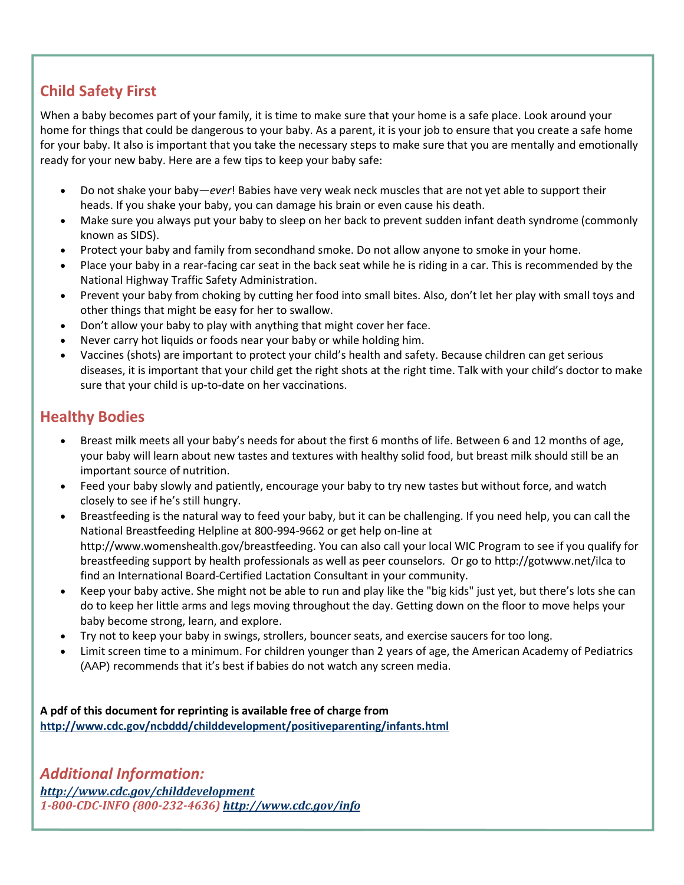## Child Safety First

When a baby becomes part of your family, it is time to make sure that your home is a safe place. Look around your home for things that could be dangerous to your baby. As a parent, it is your job to ensure that you create a safe home for your baby. It also is important that you take the necessary steps to make sure that you are mentally and emotionally ready for your new baby. Here are a few tips to keep your baby safe:

- Do not shake your baby—*ever*! Babies have very weak neck muscles that are not yet able to support their heads. If you shake your baby, you can damage his brain or even cause his death.
- Make sure you always put your baby to sleep on her back to prevent sudden infant death syndrome (commonly known as SIDS).
- Protect your baby and family from secondhand smoke. Do not allow anyone to smoke in your home.
- Place your baby in a rear-facing car seat in the back seat while he is riding in a car. This is recommended by the National Highway Traffic Safety Administration.
- Prevent your baby from choking by cutting her food into small bites. Also, don't let her play with small toys and other things that might be easy for her to swallow.
- Don't allow your baby to play with anything that might cover her face.
- Never carry hot liquids or foods near your baby or while holding him.
- Vaccines (shots) are important to protect your child's health and safety. Because children can get serious diseases, it is important that your child get the right shots at the right time. Talk with your child's doctor to make sure that your child is up-to-date on her vaccinations.

## Healthy Bodies

- Breast milk meets all your baby's needs for about the first 6 months of life. Between 6 and 12 months of age, your baby will learn about new tastes and textures with healthy solid food, but breast milk should still be an important source of nutrition.
- Feed your baby slowly and patiently, encourage your baby to try new tastes but without force, and watch closely to see if he's still hungry.
- Breastfeeding is the natural way to feed your baby, but it can be challenging. If you need help, you can call the National Breastfeeding Helpline at 800-994-9662 or get help on-line at http://www.womenshealth.gov/breastfeeding. You can also call your local WIC Program to see if you qualify for breastfeeding support by health professionals as well as peer counselors. Or go to http://gotwww.net/ilca to find an International Board-Certified Lactation Consultant in your community.
- Keep your baby active. She might not be able to run and play like the "big kids" just yet, but there's lots she can do to keep her little arms and legs moving throughout the day. Getting down on the floor to move helps your baby become strong, learn, and explore.
- Try not to keep your baby in swings, strollers, bouncer seats, and exercise saucers for too long.
- Limit screen time to a minimum. For children younger than 2 years of age, the American Academy of Pediatrics (AAP) recommends that it's best if babies do not watch any screen media.

**A pdf of this document for reprinting is available free of charge from**
**http://www.cdc.gov/ncbddd/childdevelopment/positiveparenting/infants.html**

## *Additional Information:*

***http://www.cdc.gov/childdevelopment***
***1-800-CDC-INFO (800-232-4636) http://www.cdc.gov/info***